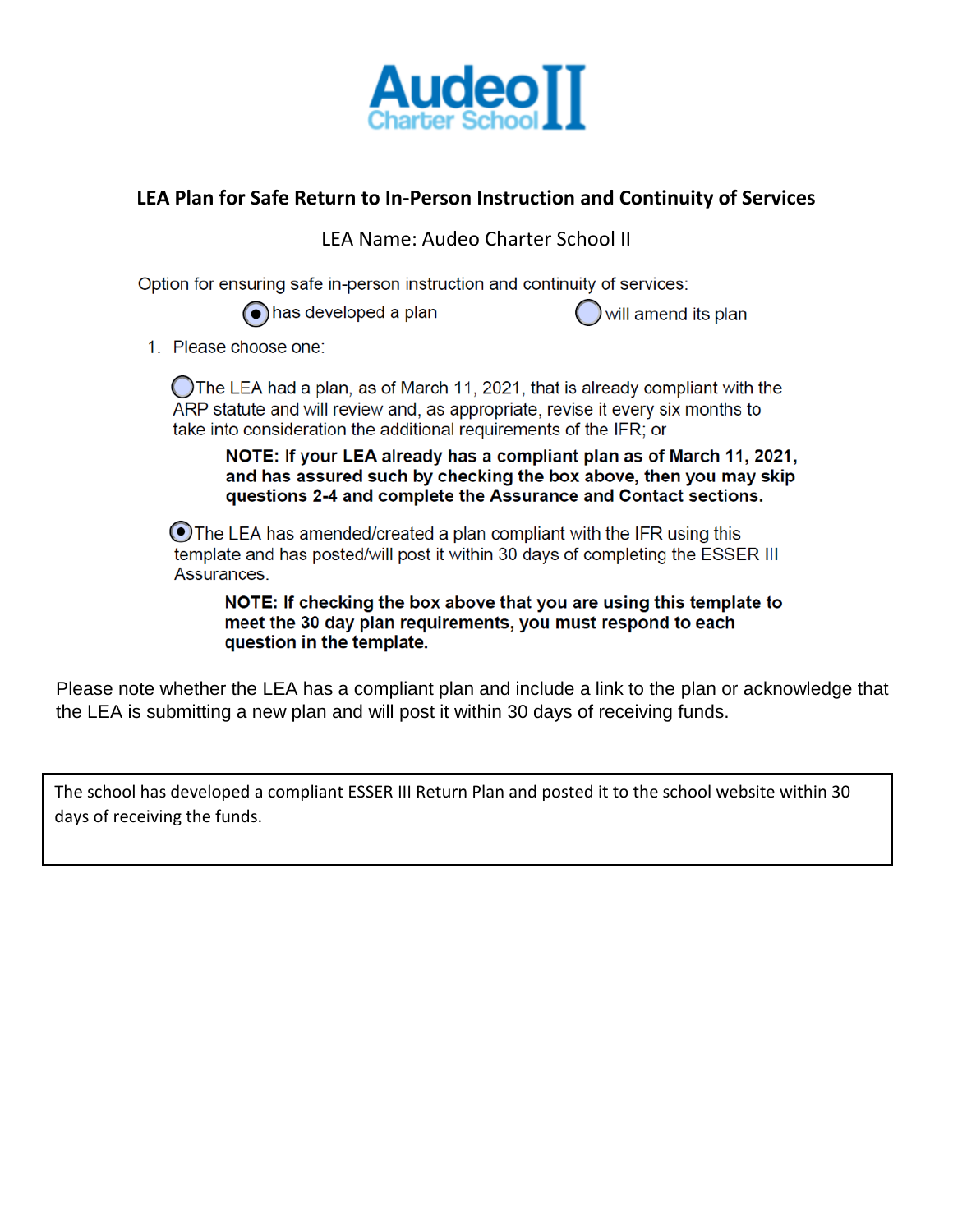Audeo II Charter School

## LEA Plan for Safe Return to In-Person Instruction and Continuity of Services

LEA Name: Audeo Charter School II

Option for ensuring safe in-person instruction and continuity of services:

- (●) has developed a plan
- ( ) will amend its plan

1. Please choose one:

   ( ) The LEA had a plan, as of March 11, 2021, that is already compliant with the ARP statute and will review and, as appropriate, revise it every six months to take into consideration the additional requirements of the IFR; or

   > **NOTE: If your LEA already has a compliant plan as of March 11, 2021, and has assured such by checking the box above, then you may skip questions 2-4 and complete the Assurance and Contact sections.**

   (●) The LEA has amended/created a plan compliant with the IFR using this template and has posted/will post it within 30 days of completing the ESSER III Assurances.

   > **NOTE: If checking the box above that you are using this template to meet the 30 day plan requirements, you must respond to each question in the template.**

Please note whether the LEA has a compliant plan and include a link to the plan or acknowledge that the LEA is submitting a new plan and will post it within 30 days of receiving funds.

| The school has developed a compliant ESSER III Return Plan and posted it to the school website within 30 days of receiving the funds. |
|---|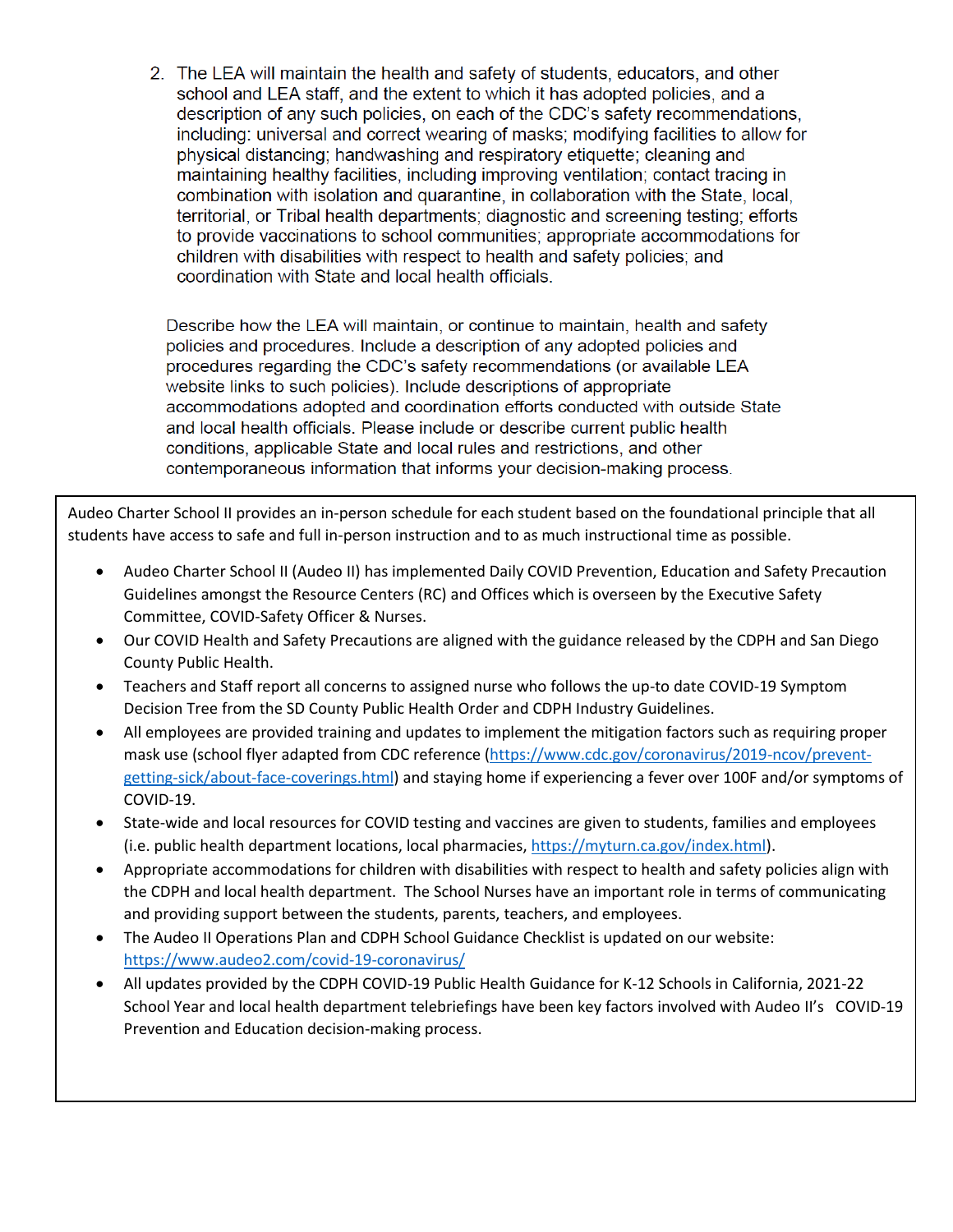2. The LEA will maintain the health and safety of students, educators, and other school and LEA staff, and the extent to which it has adopted policies, and a description of any such policies, on each of the CDC's safety recommendations, including: universal and correct wearing of masks; modifying facilities to allow for physical distancing; handwashing and respiratory etiquette; cleaning and maintaining healthy facilities, including improving ventilation; contact tracing in combination with isolation and quarantine, in collaboration with the State, local, territorial, or Tribal health departments; diagnostic and screening testing; efforts to provide vaccinations to school communities; appropriate accommodations for children with disabilities with respect to health and safety policies; and coordination with State and local health officials.

Describe how the LEA will maintain, or continue to maintain, health and safety policies and procedures. Include a description of any adopted policies and procedures regarding the CDC's safety recommendations (or available LEA website links to such policies). Include descriptions of appropriate accommodations adopted and coordination efforts conducted with outside State and local health officials. Please include or describe current public health conditions, applicable State and local rules and restrictions, and other contemporaneous information that informs your decision-making process.

Audeo Charter School II provides an in-person schedule for each student based on the foundational principle that all students have access to safe and full in-person instruction and to as much instructional time as possible.

- Audeo Charter School II (Audeo II) has implemented Daily COVID Prevention, Education and Safety Precaution Guidelines amongst the Resource Centers (RC) and Offices which is overseen by the Executive Safety Committee, COVID-Safety Officer & Nurses.
- Our COVID Health and Safety Precautions are aligned with the guidance released by the CDPH and San Diego County Public Health.
- Teachers and Staff report all concerns to assigned nurse who follows the up-to date COVID-19 Symptom Decision Tree from the SD County Public Health Order and CDPH Industry Guidelines.
- All employees are provided training and updates to implement the mitigation factors such as requiring proper mask use (school flyer adapted from CDC reference (https://www.cdc.gov/coronavirus/2019-ncov/prevent-getting-sick/about-face-coverings.html) and staying home if experiencing a fever over 100F and/or symptoms of COVID-19.
- State-wide and local resources for COVID testing and vaccines are given to students, families and employees (i.e. public health department locations, local pharmacies, https://myturn.ca.gov/index.html).
- Appropriate accommodations for children with disabilities with respect to health and safety policies align with the CDPH and local health department. The School Nurses have an important role in terms of communicating and providing support between the students, parents, teachers, and employees.
- The Audeo II Operations Plan and CDPH School Guidance Checklist is updated on our website: https://www.audeo2.com/covid-19-coronavirus/
- All updates provided by the CDPH COVID-19 Public Health Guidance for K-12 Schools in California, 2021-22 School Year and local health department telebriefings have been key factors involved with Audeo II's COVID-19 Prevention and Education decision-making process.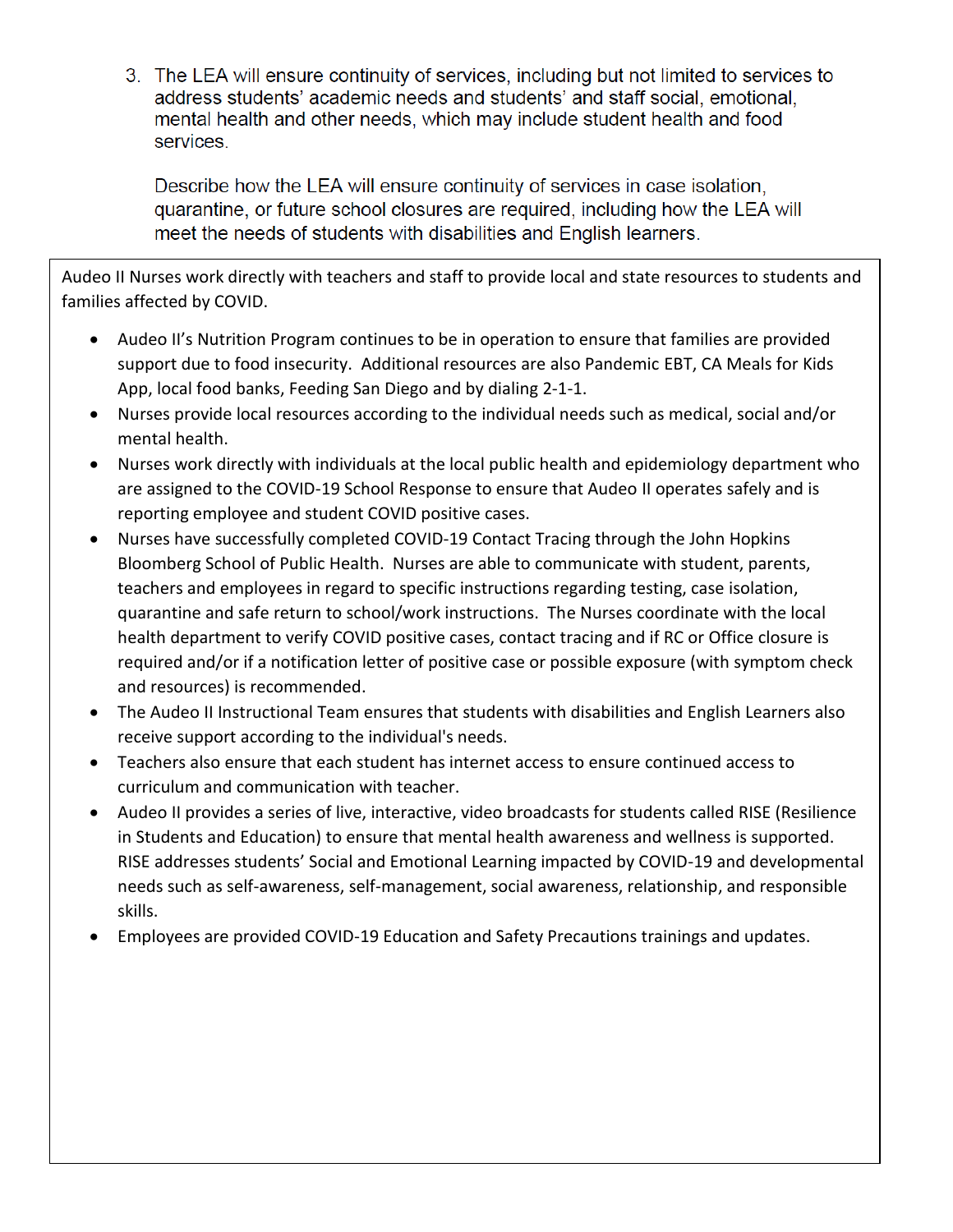3. The LEA will ensure continuity of services, including but not limited to services to address students' academic needs and students' and staff social, emotional, mental health and other needs, which may include student health and food services.

   Describe how the LEA will ensure continuity of services in case isolation, quarantine, or future school closures are required, including how the LEA will meet the needs of students with disabilities and English learners.

Audeo II Nurses work directly with teachers and staff to provide local and state resources to students and families affected by COVID.

- Audeo II's Nutrition Program continues to be in operation to ensure that families are provided support due to food insecurity. Additional resources are also Pandemic EBT, CA Meals for Kids App, local food banks, Feeding San Diego and by dialing 2-1-1.
- Nurses provide local resources according to the individual needs such as medical, social and/or mental health.
- Nurses work directly with individuals at the local public health and epidemiology department who are assigned to the COVID-19 School Response to ensure that Audeo II operates safely and is reporting employee and student COVID positive cases.
- Nurses have successfully completed COVID-19 Contact Tracing through the John Hopkins Bloomberg School of Public Health. Nurses are able to communicate with student, parents, teachers and employees in regard to specific instructions regarding testing, case isolation, quarantine and safe return to school/work instructions. The Nurses coordinate with the local health department to verify COVID positive cases, contact tracing and if RC or Office closure is required and/or if a notification letter of positive case or possible exposure (with symptom check and resources) is recommended.
- The Audeo II Instructional Team ensures that students with disabilities and English Learners also receive support according to the individual's needs.
- Teachers also ensure that each student has internet access to ensure continued access to curriculum and communication with teacher.
- Audeo II provides a series of live, interactive, video broadcasts for students called RISE (Resilience in Students and Education) to ensure that mental health awareness and wellness is supported. RISE addresses students' Social and Emotional Learning impacted by COVID-19 and developmental needs such as self-awareness, self-management, social awareness, relationship, and responsible skills.
- Employees are provided COVID-19 Education and Safety Precautions trainings and updates.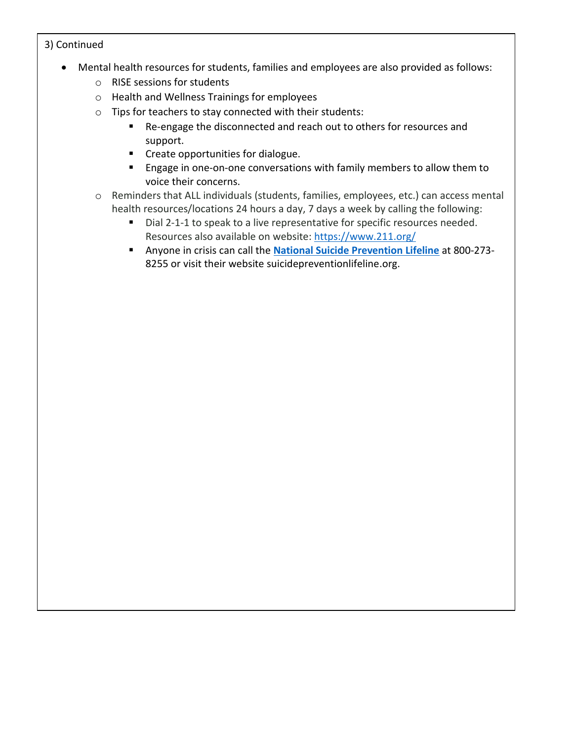3) Continued

- Mental health resources for students, families and employees are also provided as follows:
  - RISE sessions for students
  - Health and Wellness Trainings for employees
  - Tips for teachers to stay connected with their students:
    - Re-engage the disconnected and reach out to others for resources and support.
    - Create opportunities for dialogue.
    - Engage in one-on-one conversations with family members to allow them to voice their concerns.
  - Reminders that ALL individuals (students, families, employees, etc.) can access mental health resources/locations 24 hours a day, 7 days a week by calling the following:
    - Dial 2-1-1 to speak to a live representative for specific resources needed. Resources also available on website: https://www.211.org/
    - Anyone in crisis can call the **National Suicide Prevention Lifeline** at 800-273-8255 or visit their website suicidepreventionlifeline.org.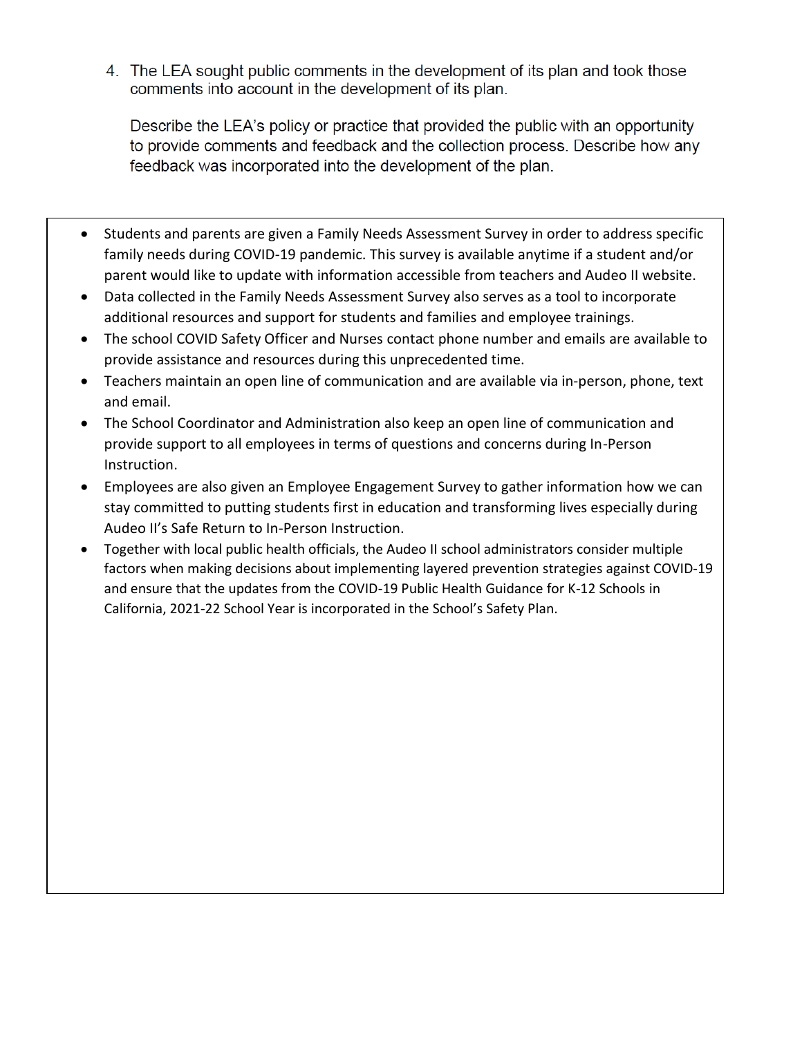4. The LEA sought public comments in the development of its plan and took those comments into account in the development of its plan.

   Describe the LEA's policy or practice that provided the public with an opportunity to provide comments and feedback and the collection process. Describe how any feedback was incorporated into the development of the plan.

- Students and parents are given a Family Needs Assessment Survey in order to address specific family needs during COVID-19 pandemic. This survey is available anytime if a student and/or parent would like to update with information accessible from teachers and Audeo II website.
- Data collected in the Family Needs Assessment Survey also serves as a tool to incorporate additional resources and support for students and families and employee trainings.
- The school COVID Safety Officer and Nurses contact phone number and emails are available to provide assistance and resources during this unprecedented time.
- Teachers maintain an open line of communication and are available via in-person, phone, text and email.
- The School Coordinator and Administration also keep an open line of communication and provide support to all employees in terms of questions and concerns during In-Person Instruction.
- Employees are also given an Employee Engagement Survey to gather information how we can stay committed to putting students first in education and transforming lives especially during Audeo II's Safe Return to In-Person Instruction.
- Together with local public health officials, the Audeo II school administrators consider multiple factors when making decisions about implementing layered prevention strategies against COVID-19 and ensure that the updates from the COVID-19 Public Health Guidance for K-12 Schools in California, 2021-22 School Year is incorporated in the School's Safety Plan.